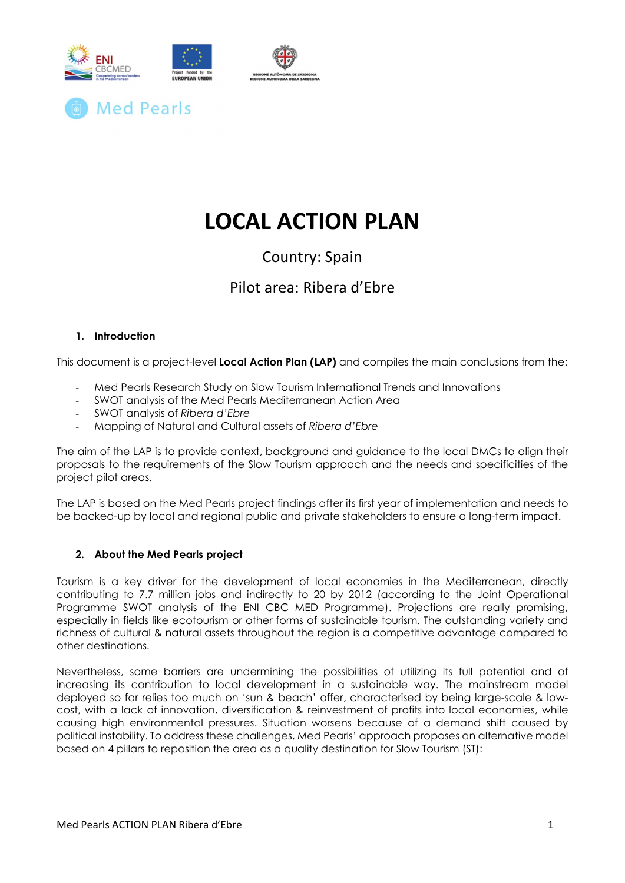Med Pearls

# LOCAL ACTION PLAN

Country: Spain

Pilot area: Ribera d'Ebre

## 1. Introduction

This document is a project-level **Local Action Plan (LAP)** and compiles the main conclusions from the:

- Med Pearls Research Study on Slow Tourism International Trends and Innovations
- SWOT analysis of the Med Pearls Mediterranean Action Area
- SWOT analysis of *Ribera d'Ebre*
- Mapping of Natural and Cultural assets of *Ribera d'Ebre*

The aim of the LAP is to provide context, background and guidance to the local DMCs to align their proposals to the requirements of the Slow Tourism approach and the needs and specificities of the project pilot areas.

The LAP is based on the Med Pearls project findings after its first year of implementation and needs to be backed-up by local and regional public and private stakeholders to ensure a long-term impact.

## 2. About the Med Pearls project

Tourism is a key driver for the development of local economies in the Mediterranean, directly contributing to 7.7 million jobs and indirectly to 20 by 2012 (according to the Joint Operational Programme SWOT analysis of the ENI CBC MED Programme). Projections are really promising, especially in fields like ecotourism or other forms of sustainable tourism. The outstanding variety and richness of cultural & natural assets throughout the region is a competitive advantage compared to other destinations.

Nevertheless, some barriers are undermining the possibilities of utilizing its full potential and of increasing its contribution to local development in a sustainable way. The mainstream model deployed so far relies too much on 'sun & beach' offer, characterised by being large-scale & low-cost, with a lack of innovation, diversification & reinvestment of profits into local economies, while causing high environmental pressures. Situation worsens because of a demand shift caused by political instability. To address these challenges, Med Pearls' approach proposes an alternative model based on 4 pillars to reposition the area as a quality destination for Slow Tourism (ST):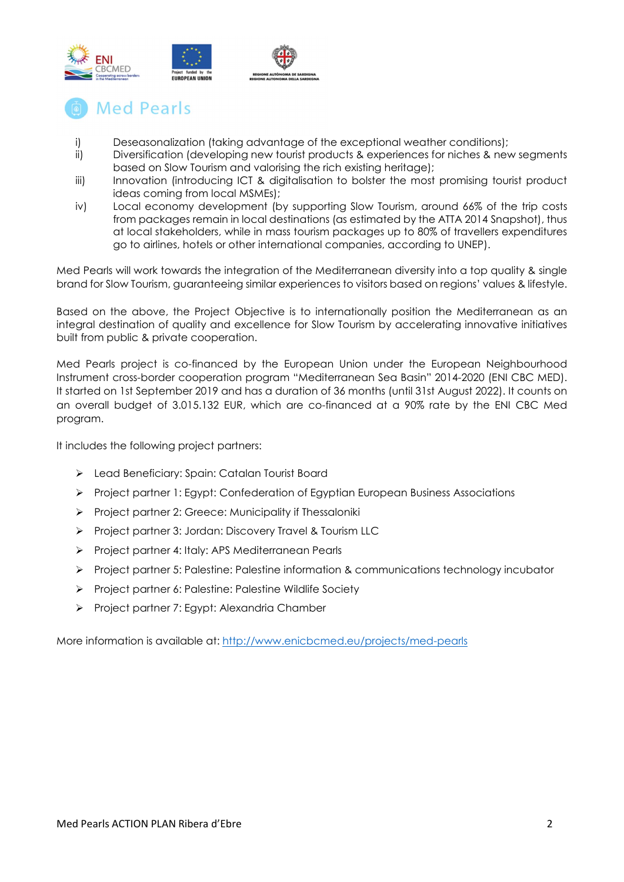i) Deseasonalization (taking advantage of the exceptional weather conditions);
ii) Diversification (developing new tourist products & experiences for niches & new segments based on Slow Tourism and valorising the rich existing heritage);
iii) Innovation (introducing ICT & digitalisation to bolster the most promising tourist product ideas coming from local MSMEs);
iv) Local economy development (by supporting Slow Tourism, around 66% of the trip costs from packages remain in local destinations (as estimated by the ATTA 2014 Snapshot), thus at local stakeholders, while in mass tourism packages up to 80% of travellers expenditures go to airlines, hotels or other international companies, according to UNEP).

Med Pearls will work towards the integration of the Mediterranean diversity into a top quality & single brand for Slow Tourism, guaranteeing similar experiences to visitors based on regions' values & lifestyle.

Based on the above, the Project Objective is to internationally position the Mediterranean as an integral destination of quality and excellence for Slow Tourism by accelerating innovative initiatives built from public & private cooperation.

Med Pearls project is co-financed by the European Union under the European Neighbourhood Instrument cross-border cooperation program "Mediterranean Sea Basin" 2014-2020 (ENI CBC MED). It started on 1st September 2019 and has a duration of 36 months (until 31st August 2022). It counts on an overall budget of 3.015.132 EUR, which are co-financed at a 90% rate by the ENI CBC Med program.

It includes the following project partners:

- Lead Beneficiary: Spain: Catalan Tourist Board
- Project partner 1: Egypt: Confederation of Egyptian European Business Associations
- Project partner 2: Greece: Municipality if Thessaloniki
- Project partner 3: Jordan: Discovery Travel & Tourism LLC
- Project partner 4: Italy: APS Mediterranean Pearls
- Project partner 5: Palestine: Palestine information & communications technology incubator
- Project partner 6: Palestine: Palestine Wildlife Society
- Project partner 7: Egypt: Alexandria Chamber

More information is available at: [http://www.enicbcmed.eu/projects/med-pearls](http://www.enicbcmed.eu/projects/med-pearls)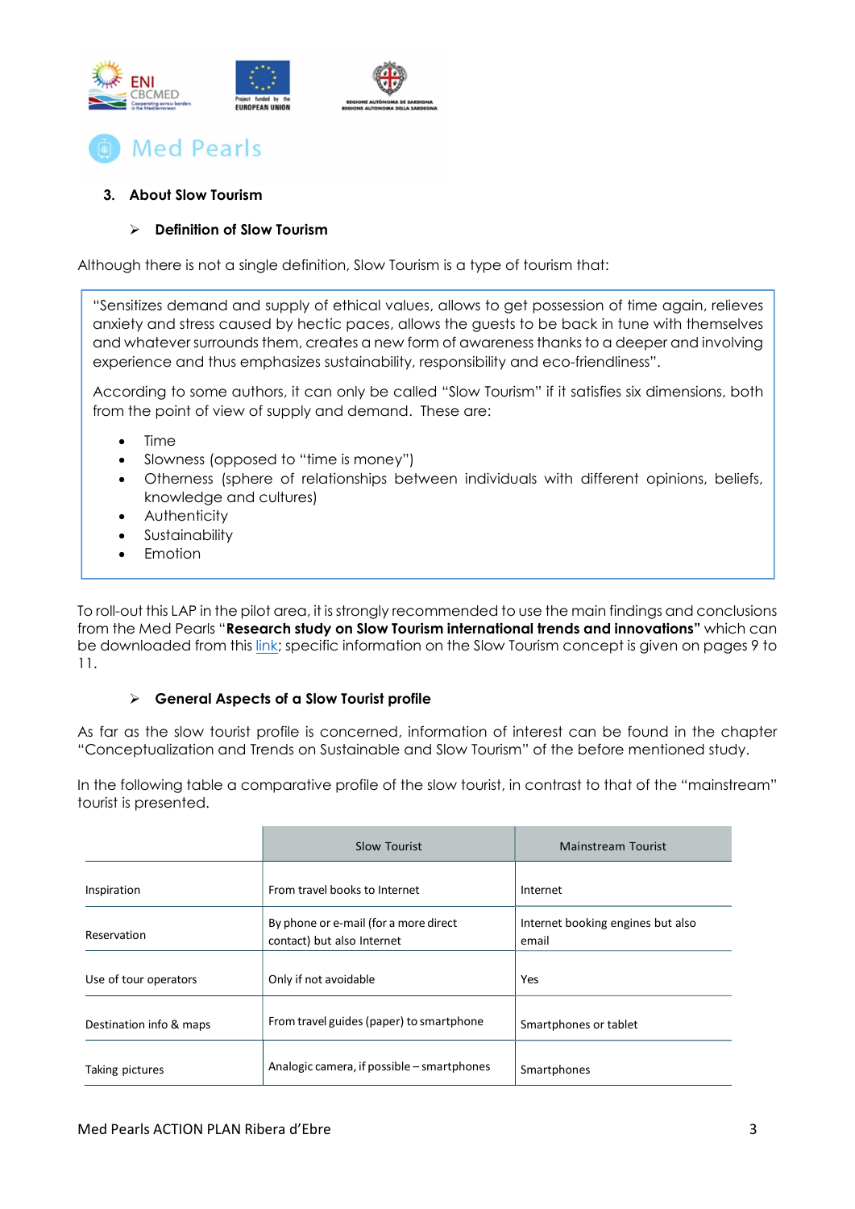## 3. About Slow Tourism

### ➢ Definition of Slow Tourism

Although there is not a single definition, Slow Tourism is a type of tourism that:

> "Sensitizes demand and supply of ethical values, allows to get possession of time again, relieves anxiety and stress caused by hectic paces, allows the guests to be back in tune with themselves and whatever surrounds them, creates a new form of awareness thanks to a deeper and involving experience and thus emphasizes sustainability, responsibility and eco-friendliness".
>
> According to some authors, it can only be called "Slow Tourism" if it satisfies six dimensions, both from the point of view of supply and demand. These are:
>
> - Time
> - Slowness (opposed to "time is money")
> - Otherness (sphere of relationships between individuals with different opinions, beliefs, knowledge and cultures)
> - Authenticity
> - Sustainability
> - Emotion

To roll-out this LAP in the pilot area, it is strongly recommended to use the main findings and conclusions from the Med Pearls "**Research study on Slow Tourism international trends and innovations"** which can be downloaded from this link; specific information on the Slow Tourism concept is given on pages 9 to 11.

### ➢ General Aspects of a Slow Tourist profile

As far as the slow tourist profile is concerned, information of interest can be found in the chapter "Conceptualization and Trends on Sustainable and Slow Tourism" of the before mentioned study.

In the following table a comparative profile of the slow tourist, in contrast to that of the "mainstream" tourist is presented.

| | Slow Tourist | Mainstream Tourist |
|---|---|---|
| Inspiration | From travel books to Internet | Internet |
| Reservation | By phone or e-mail (for a more direct contact) but also Internet | Internet booking engines but also email |
| Use of tour operators | Only if not avoidable | Yes |
| Destination info & maps | From travel guides (paper) to smartphone | Smartphones or tablet |
| Taking pictures | Analogic camera, if possible – smartphones | Smartphones |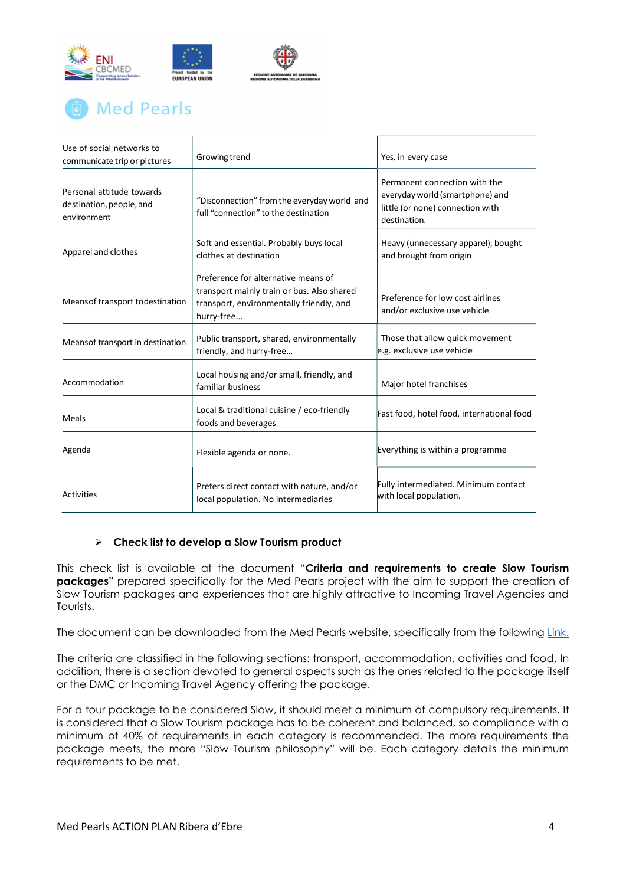| Use of social networks to communicate trip or pictures | Growing trend | Yes, in every case |
|---|---|---|
| Personal attitude towards destination, people, and environment | "Disconnection" from the everyday world and full "connection" to the destination | Permanent connection with the everyday world (smartphone) and little (or none) connection with destination. |
| Apparel and clothes | Soft and essential. Probably buys local clothes at destination | Heavy (unnecessary apparel), bought and brought from origin |
| Meansof transport todestination | Preference for alternative means of transport mainly train or bus. Also shared transport, environmentally friendly, and hurry-free... | Preference for low cost airlines and/or exclusive use vehicle |
| Meansof transport in destination | Public transport, shared, environmentally friendly, and hurry-free... | Those that allow quick movement e.g. exclusive use vehicle |
| Accommodation | Local housing and/or small, friendly, and familiar business | Major hotel franchises |
| Meals | Local & traditional cuisine / eco-friendly foods and beverages | Fast food, hotel food, international food |
| Agenda | Flexible agenda or none. | Everything is within a programme |
| Activities | Prefers direct contact with nature, and/or local population. No intermediaries | Fully intermediated. Minimum contact with local population. |

- **Check list to develop a Slow Tourism product**

This check list is available at the document "**Criteria and requirements to create Slow Tourism packages"** prepared specifically for the Med Pearls project with the aim to support the creation of Slow Tourism packages and experiences that are highly attractive to Incoming Travel Agencies and Tourists.

The document can be downloaded from the Med Pearls website, specifically from the following Link.

The criteria are classified in the following sections: transport, accommodation, activities and food. In addition, there is a section devoted to general aspects such as the ones related to the package itself or the DMC or Incoming Travel Agency offering the package.

For a tour package to be considered Slow, it should meet a minimum of compulsory requirements. It is considered that a Slow Tourism package has to be coherent and balanced, so compliance with a minimum of 40% of requirements in each category is recommended. The more requirements the package meets, the more "Slow Tourism philosophy" will be. Each category details the minimum requirements to be met.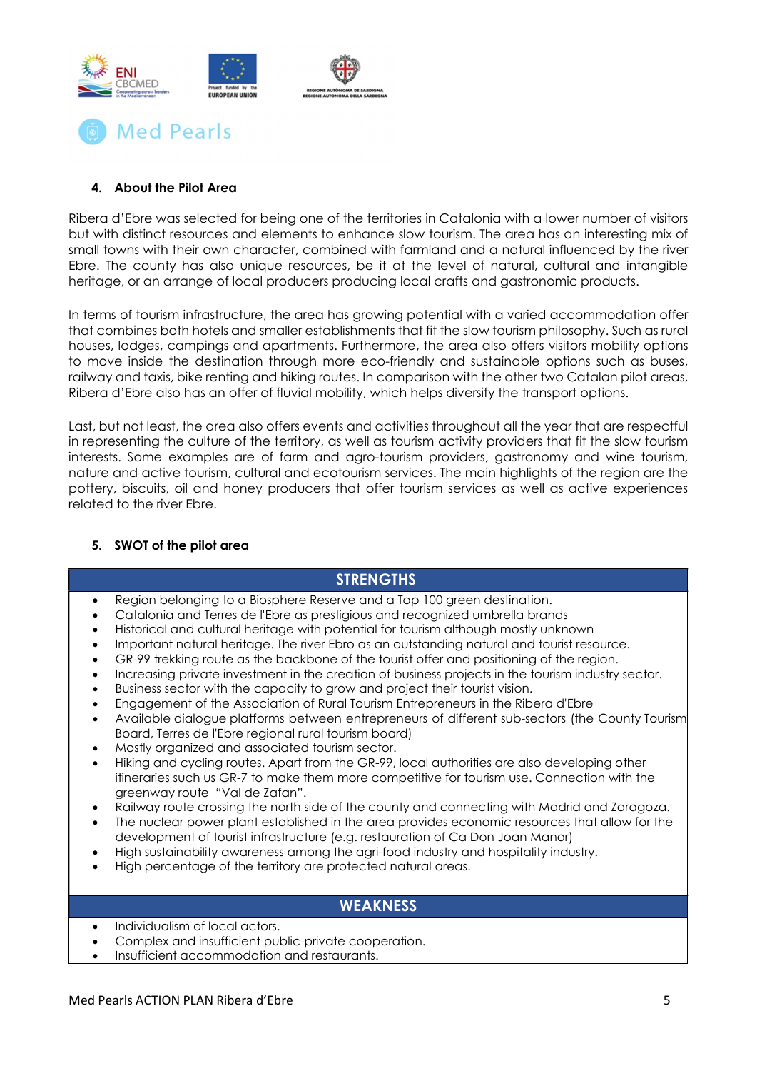## 4. About the Pilot Area

Ribera d'Ebre was selected for being one of the territories in Catalonia with a lower number of visitors but with distinct resources and elements to enhance slow tourism. The area has an interesting mix of small towns with their own character, combined with farmland and a natural influenced by the river Ebre. The county has also unique resources, be it at the level of natural, cultural and intangible heritage, or an arrange of local producers producing local crafts and gastronomic products.

In terms of tourism infrastructure, the area has growing potential with a varied accommodation offer that combines both hotels and smaller establishments that fit the slow tourism philosophy. Such as rural houses, lodges, campings and apartments. Furthermore, the area also offers visitors mobility options to move inside the destination through more eco-friendly and sustainable options such as buses, railway and taxis, bike renting and hiking routes. In comparison with the other two Catalan pilot areas, Ribera d'Ebre also has an offer of fluvial mobility, which helps diversify the transport options.

Last, but not least, the area also offers events and activities throughout all the year that are respectful in representing the culture of the territory, as well as tourism activity providers that fit the slow tourism interests. Some examples are of farm and agro-tourism providers, gastronomy and wine tourism, nature and active tourism, cultural and ecotourism services. The main highlights of the region are the pottery, biscuits, oil and honey producers that offer tourism services as well as active experiences related to the river Ebre.

## 5. SWOT of the pilot area

| STRENGTHS |
|---|
| • Region belonging to a Biosphere Reserve and a Top 100 green destination.<br>• Catalonia and Terres de l'Ebre as prestigious and recognized umbrella brands<br>• Historical and cultural heritage with potential for tourism although mostly unknown<br>• Important natural heritage. The river Ebre as an outstanding natural and tourist resource.<br>• GR-99 trekking route as the backbone of the tourist offer and positioning of the region.<br>• Increasing private investment in the creation of business projects in the tourism industry sector.<br>• Business sector with the capacity to grow and project their tourist vision.<br>• Engagement of the Association of Rural Tourism Entrepreneurs in the Ribera d'Ebre<br>• Available dialogue platforms between entrepreneurs of different sub-sectors (the County Tourism Board, Terres de l'Ebre regional rural tourism board)<br>• Mostly organized and associated tourism sector.<br>• Hiking and cycling routes. Apart from the GR-99, local authorities are also developing other itineraries such us GR-7 to make them more competitive for tourism use. Connection with the greenway route "Val de Zafan".<br>• Railway route crossing the north side of the county and connecting with Madrid and Zaragoza.<br>• The nuclear power plant established in the area provides economic resources that allow for the development of tourist infrastructure (e.g. restauration of Ca Don Joan Manor)<br>• High sustainability awareness among the agri-food industry and hospitality industry.<br>• High percentage of the territory are protected natural areas. |
| **WEAKNESS** |
| • Individualism of local actors.<br>• Complex and insufficient public-private cooperation.<br>• Insufficient accommodation and restaurants. |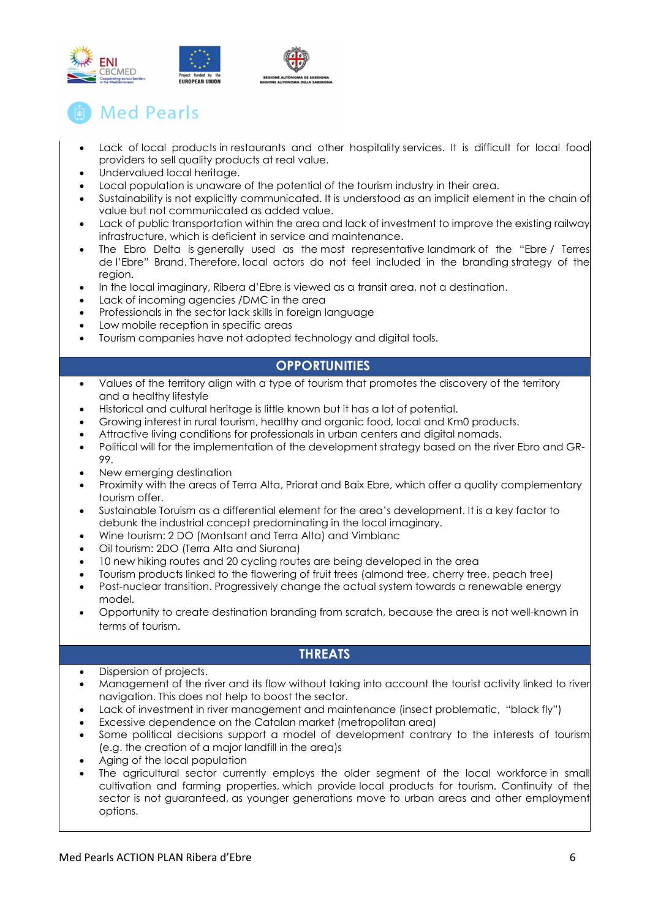- Lack of local products in restaurants and other hospitality services. It is difficult for local food providers to sell quality products at real value.
- Undervalued local heritage.
- Local population is unaware of the potential of the tourism industry in their area.
- Sustainability is not explicitly communicated. It is understood as an implicit element in the chain of value but not communicated as added value.
- Lack of public transportation within the area and lack of investment to improve the existing railway infrastructure, which is deficient in service and maintenance.
- The Ebro Delta is generally used as the most representative landmark of the "Ebre / Terres de l'Ebre" Brand. Therefore, local actors do not feel included in the branding strategy of the region.
- In the local imaginary, Ribera d'Ebre is viewed as a transit area, not a destination.
- Lack of incoming agencies /DMC in the area
- Professionals in the sector lack skills in foreign language
- Low mobile reception in specific areas
- Tourism companies have not adopted technology and digital tools.

## OPPORTUNITIES

- Values of the territory align with a type of tourism that promotes the discovery of the territory and a healthy lifestyle
- Historical and cultural heritage is little known but it has a lot of potential.
- Growing interest in rural tourism, healthy and organic food, local and Km0 products.
- Attractive living conditions for professionals in urban centers and digital nomads.
- Political will for the implementation of the development strategy based on the river Ebro and GR-99.
- New emerging destination
- Proximity with the areas of Terra Alta, Priorat and Baix Ebre, which offer a quality complementary tourism offer.
- Sustainable Toruism as a differential element for the area's development. It is a key factor to debunk the industrial concept predominating in the local imaginary.
- Wine tourism: 2 DO (Montsant and Terra Alta) and Vimblanc
- Oil tourism: 2DO (Terra Alta and Siurana)
- 10 new hiking routes and 20 cycling routes are being developed in the area
- Tourism products linked to the flowering of fruit trees (almond tree, cherry tree, peach tree)
- Post-nuclear transition. Progressively change the actual system towards a renewable energy model.
- Opportunity to create destination branding from scratch, because the area is not well-known in terms of tourism.

## THREATS

- Dispersion of projects.
- Management of the river and its flow without taking into account the tourist activity linked to river navigation. This does not help to boost the sector.
- Lack of investment in river management and maintenance (insect problematic, "black fly")
- Excessive dependence on the Catalan market (metropolitan area)
- Some political decisions support a model of development contrary to the interests of tourism (e.g. the creation of a major landfill in the area)s
- Aging of the local population
- The agricultural sector currently employs the older segment of the local workforce in small cultivation and farming properties, which provide local products for tourism. Continuity of the sector is not guaranteed, as younger generations move to urban areas and other employment options.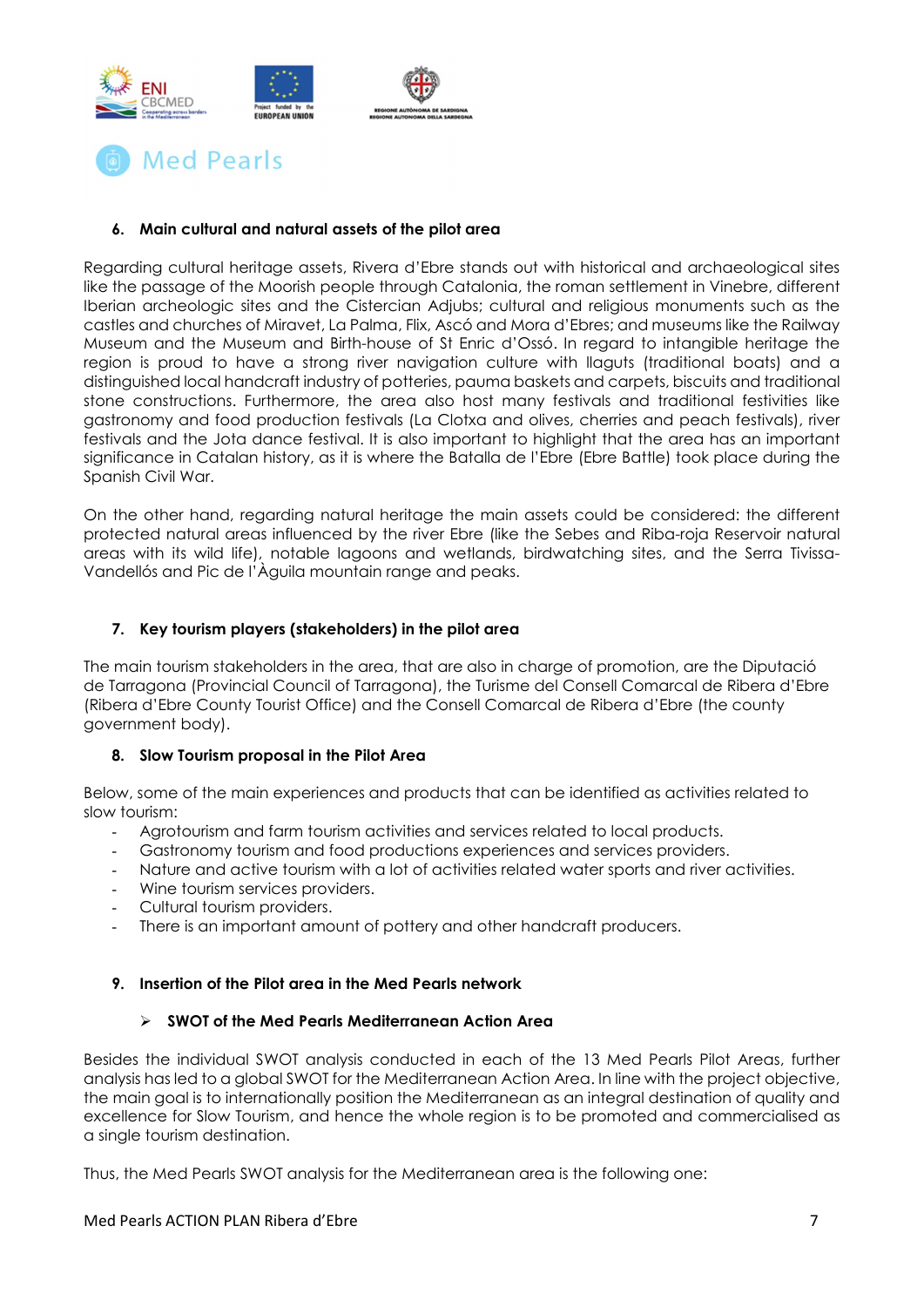## 6. Main cultural and natural assets of the pilot area

Regarding cultural heritage assets, Rivera d'Ebre stands out with historical and archaeological sites like the passage of the Moorish people through Catalonia, the roman settlement in Vinebre, different Iberian archeologic sites and the Cistercian Adjubs; cultural and religious monuments such as the castles and churches of Miravet, La Palma, Flix, Ascó and Mora d'Ebres; and museums like the Railway Museum and the Museum and Birth-house of St Enric d'Ossó. In regard to intangible heritage the region is proud to have a strong river navigation culture with llaguts (traditional boats) and a distinguished local handcraft industry of potteries, pauma baskets and carpets, biscuits and traditional stone constructions. Furthermore, the area also host many festivals and traditional festivities like gastronomy and food production festivals (La Clotxa and olives, cherries and peach festivals), river festivals and the Jota dance festival. It is also important to highlight that the area has an important significance in Catalan history, as it is where the Batalla de l'Ebre (Ebre Battle) took place during the Spanish Civil War.

On the other hand, regarding natural heritage the main assets could be considered: the different protected natural areas influenced by the river Ebre (like the Sebes and Riba-roja Reservoir natural areas with its wild life), notable lagoons and wetlands, birdwatching sites, and the Serra Tivissa-Vandellós and Pic de l'Àguila mountain range and peaks.

## 7. Key tourism players (stakeholders) in the pilot area

The main tourism stakeholders in the area, that are also in charge of promotion, are the Diputació de Tarragona (Provincial Council of Tarragona), the Turisme del Consell Comarcal de Ribera d'Ebre (Ribera d'Ebre County Tourist Office) and the Consell Comarcal de Ribera d'Ebre (the county government body).

## 8. Slow Tourism proposal in the Pilot Area

Below, some of the main experiences and products that can be identified as activities related to slow tourism:

- Agrotourism and farm tourism activities and services related to local products.
- Gastronomy tourism and food productions experiences and services providers.
- Nature and active tourism with a lot of activities related water sports and river activities.
- Wine tourism services providers.
- Cultural tourism providers.
- There is an important amount of pottery and other handcraft producers.

## 9. Insertion of the Pilot area in the Med Pearls network

### ➢ SWOT of the Med Pearls Mediterranean Action Area

Besides the individual SWOT analysis conducted in each of the 13 Med Pearls Pilot Areas, further analysis has led to a global SWOT for the Mediterranean Action Area. In line with the project objective, the main goal is to internationally position the Mediterranean as an integral destination of quality and excellence for Slow Tourism, and hence the whole region is to be promoted and commercialised as a single tourism destination.

Thus, the Med Pearls SWOT analysis for the Mediterranean area is the following one: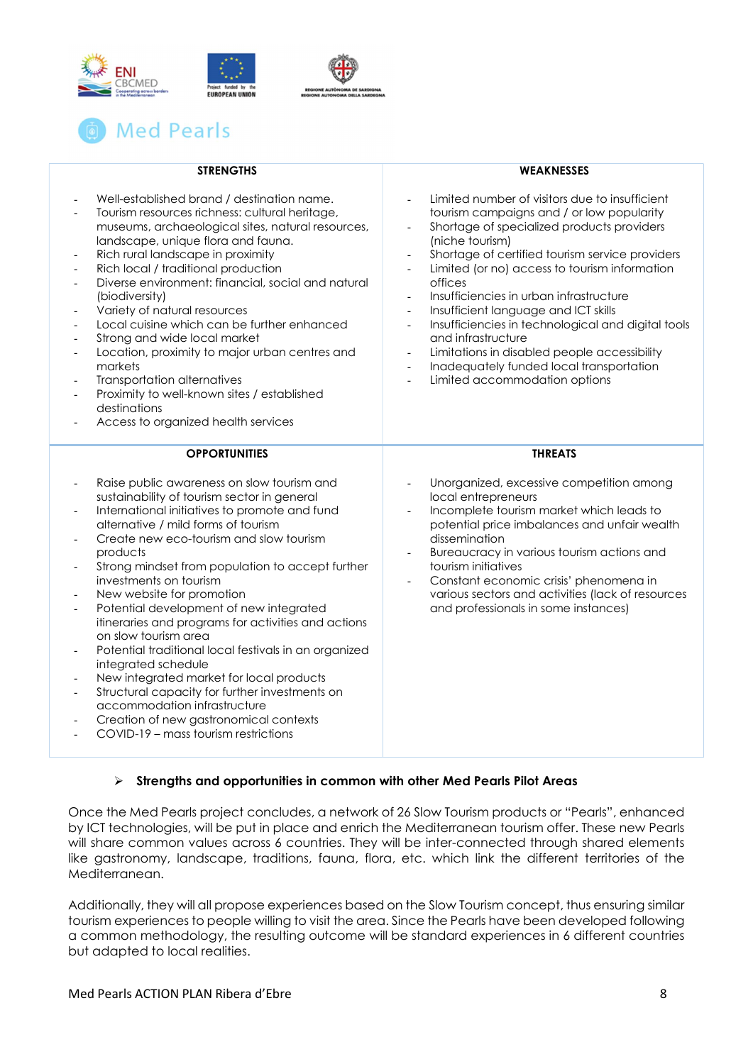| STRENGTHS | WEAKNESSES |
|---|---|
| - Well-established brand / destination name.<br>- Tourism resources richness: cultural heritage, museums, archaeological sites, natural resources, landscape, unique flora and fauna.<br>- Rich rural landscape in proximity<br>- Rich local / traditional production<br>- Diverse environment: financial, social and natural (biodiversity)<br>- Variety of natural resources<br>- Local cuisine which can be further enhanced<br>- Strong and wide local market<br>- Location, proximity to major urban centres and markets<br>- Transportation alternatives<br>- Proximity to well-known sites / established destinations<br>- Access to organized health services | - Limited number of visitors due to insufficient tourism campaigns and / or low popularity<br>- Shortage of specialized products providers (niche tourism)<br>- Shortage of certified tourism service providers<br>- Limited (or no) access to tourism information offices<br>- Insufficiencies in urban infrastructure<br>- Insufficient language and ICT skills<br>- Insufficiencies in technological and digital tools and infrastructure<br>- Limitations in disabled people accessibility<br>- Inadequately funded local transportation<br>- Limited accommodation options |
| **OPPORTUNITIES** | **THREATS** |
| - Raise public awareness on slow tourism and sustainability of tourism sector in general<br>- International initiatives to promote and fund alternative / mild forms of tourism<br>- Create new eco-tourism and slow tourism products<br>- Strong mindset from population to accept further investments on tourism<br>- New website for promotion<br>- Potential development of new integrated itineraries and programs for activities and actions on slow tourism area<br>- Potential traditional local festivals in an organized integrated schedule<br>- New integrated market for local products<br>- Structural capacity for further investments on accommodation infrastructure<br>- Creation of new gastronomical contexts<br>- COVID-19 – mass tourism restrictions | - Unorganized, excessive competition among local entrepreneurs<br>- Incomplete tourism market which leads to potential price imbalances and unfair wealth dissemination<br>- Bureaucracy in various tourism actions and tourism initiatives<br>- Constant economic crisis' phenomena in various sectors and activities (lack of resources and professionals in some instances) |

- **Strengths and opportunities in common with other Med Pearls Pilot Areas**

Once the Med Pearls project concludes, a network of 26 Slow Tourism products or "Pearls", enhanced by ICT technologies, will be put in place and enrich the Mediterranean tourism offer. These new Pearls will share common values across 6 countries. They will be inter-connected through shared elements like gastronomy, landscape, traditions, fauna, flora, etc. which link the different territories of the Mediterranean.

Additionally, they will all propose experiences based on the Slow Tourism concept, thus ensuring similar tourism experiences to people willing to visit the area. Since the Pearls have been developed following a common methodology, the resulting outcome will be standard experiences in 6 different countries but adapted to local realities.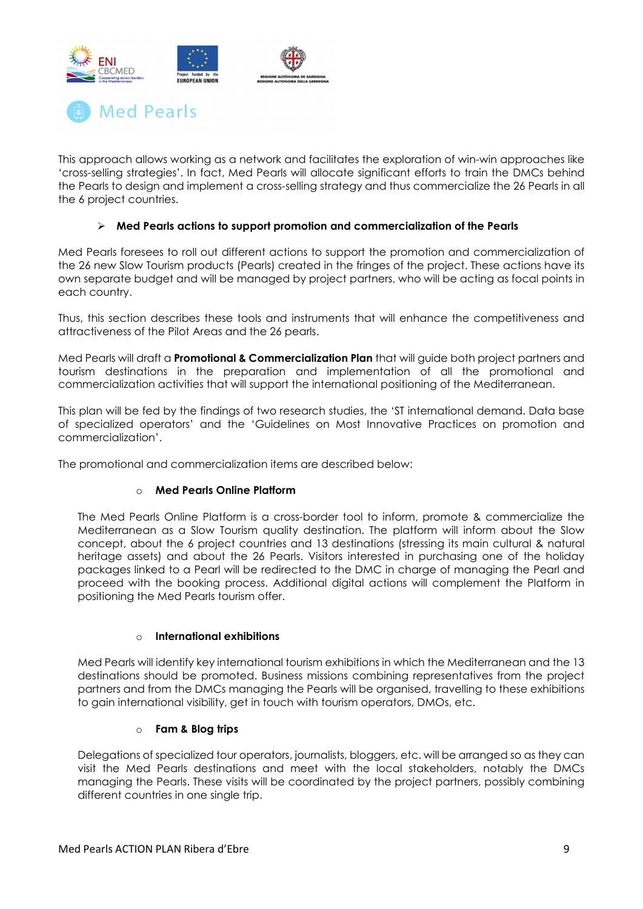This approach allows working as a network and facilitates the exploration of win-win approaches like 'cross-selling strategies'. In fact, Med Pearls will allocate significant efforts to train the DMCs behind the Pearls to design and implement a cross-selling strategy and thus commercialize the 26 Pearls in all the 6 project countries.

- **Med Pearls actions to support promotion and commercialization of the Pearls**

Med Pearls foresees to roll out different actions to support the promotion and commercialization of the 26 new Slow Tourism products (Pearls) created in the fringes of the project. These actions have its own separate budget and will be managed by project partners, who will be acting as focal points in each country.

Thus, this section describes these tools and instruments that will enhance the competitiveness and attractiveness of the Pilot Areas and the 26 pearls.

Med Pearls will draft a **Promotional & Commercialization Plan** that will guide both project partners and tourism destinations in the preparation and implementation of all the promotional and commercialization activities that will support the international positioning of the Mediterranean.

This plan will be fed by the findings of two research studies, the 'ST international demand. Data base of specialized operators' and the 'Guidelines on Most Innovative Practices on promotion and commercialization'.

The promotional and commercialization items are described below:

- **Med Pearls Online Platform**

The Med Pearls Online Platform is a cross-border tool to inform, promote & commercialize the Mediterranean as a Slow Tourism quality destination. The platform will inform about the Slow concept, about the 6 project countries and 13 destinations (stressing its main cultural & natural heritage assets) and about the 26 Pearls. Visitors interested in purchasing one of the holiday packages linked to a Pearl will be redirected to the DMC in charge of managing the Pearl and proceed with the booking process. Additional digital actions will complement the Platform in positioning the Med Pearls tourism offer.

- **International exhibitions**

Med Pearls will identify key international tourism exhibitions in which the Mediterranean and the 13 destinations should be promoted. Business missions combining representatives from the project partners and from the DMCs managing the Pearls will be organised, travelling to these exhibitions to gain international visibility, get in touch with tourism operators, DMOs, etc.

- **Fam & Blog trips**

Delegations of specialized tour operators, journalists, bloggers, etc. will be arranged so as they can visit the Med Pearls destinations and meet with the local stakeholders, notably the DMCs managing the Pearls. These visits will be coordinated by the project partners, possibly combining different countries in one single trip.